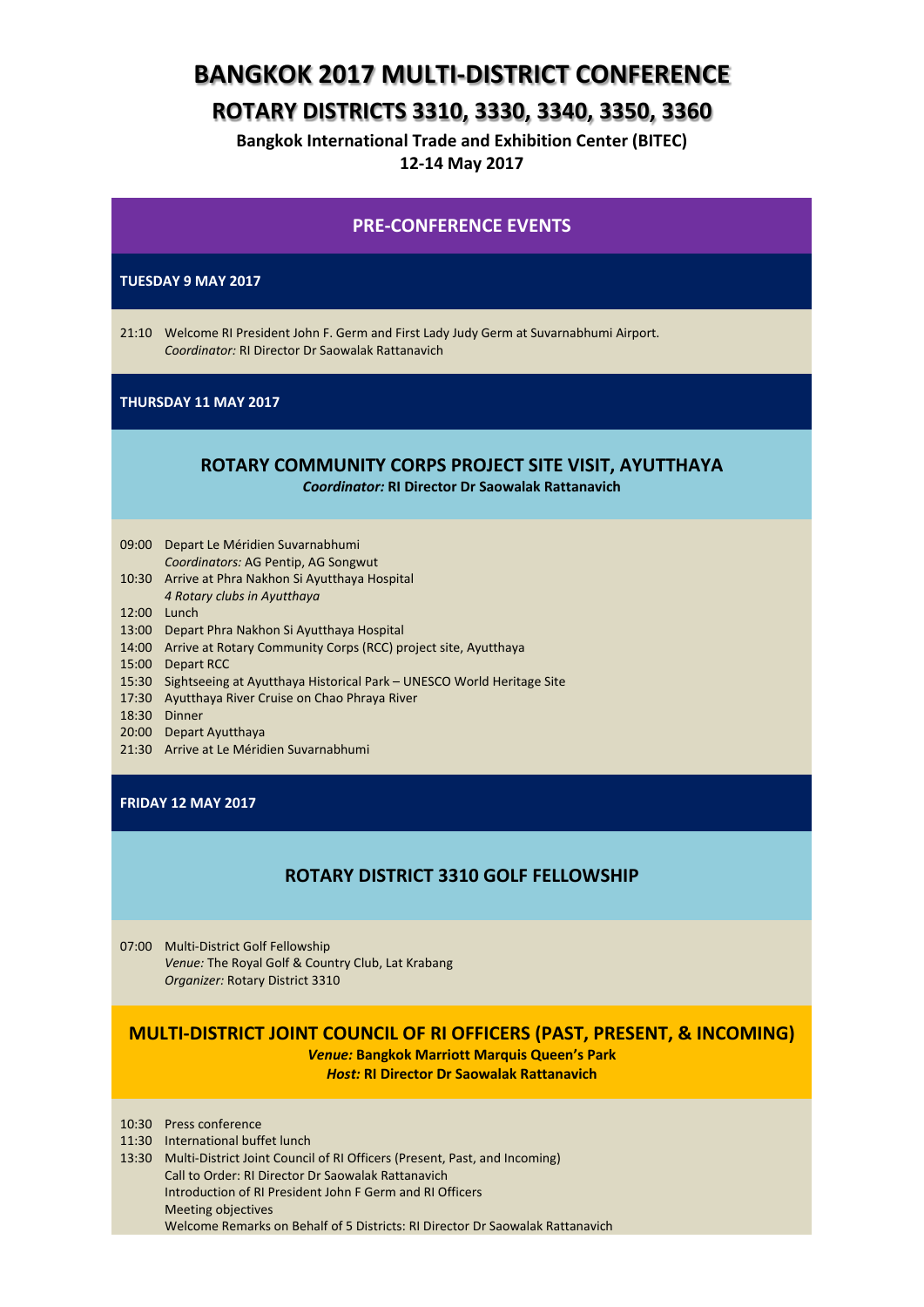# BANGKOK 2017 MULTI-DISTRICT CONFERENCE

## ROTARY DISTRICTS 3310, 3330, 3340, 3350, 3360

**Bangkok International Trade and Exhibition Center (BITEC)**
**12-14 May 2017**

## PRE-CONFERENCE EVENTS

### TUESDAY 9 MAY 2017

21:10 Welcome RI President John F. Germ and First Lady Judy Germ at Suvarnabhumi Airport.
*Coordinator:* RI Director Dr Saowalak Rattanavich

### THURSDAY 11 MAY 2017

### ROTARY COMMUNITY CORPS PROJECT SITE VISIT, AYUTTHAYA

***Coordinator:* RI Director Dr Saowalak Rattanavich**

09:00 Depart Le Méridien Suvarnabhumi
*Coordinators:* AG Pentip, AG Songwut
10:30 Arrive at Phra Nakhon Si Ayutthaya Hospital
*4 Rotary clubs in Ayutthaya*
12:00 Lunch
13:00 Depart Phra Nakhon Si Ayutthaya Hospital
14:00 Arrive at Rotary Community Corps (RCC) project site, Ayutthaya
15:00 Depart RCC
15:30 Sightseeing at Ayutthaya Historical Park – UNESCO World Heritage Site
17:30 Ayutthaya River Cruise on Chao Phraya River
18:30 Dinner
20:00 Depart Ayutthaya
21:30 Arrive at Le Méridien Suvarnabhumi

### FRIDAY 12 MAY 2017

### ROTARY DISTRICT 3310 GOLF FELLOWSHIP

07:00 Multi-District Golf Fellowship
*Venue:* The Royal Golf & Country Club, Lat Krabang
*Organizer:* Rotary District 3310

### MULTI-DISTRICT JOINT COUNCIL OF RI OFFICERS (PAST, PRESENT, & INCOMING)

***Venue:* Bangkok Marriott Marquis Queen's Park**
***Host:* RI Director Dr Saowalak Rattanavich**

10:30 Press conference
11:30 International buffet lunch
13:30 Multi-District Joint Council of RI Officers (Present, Past, and Incoming)
Call to Order: RI Director Dr Saowalak Rattanavich
Introduction of RI President John F Germ and RI Officers
Meeting objectives
Welcome Remarks on Behalf of 5 Districts: RI Director Dr Saowalak Rattanavich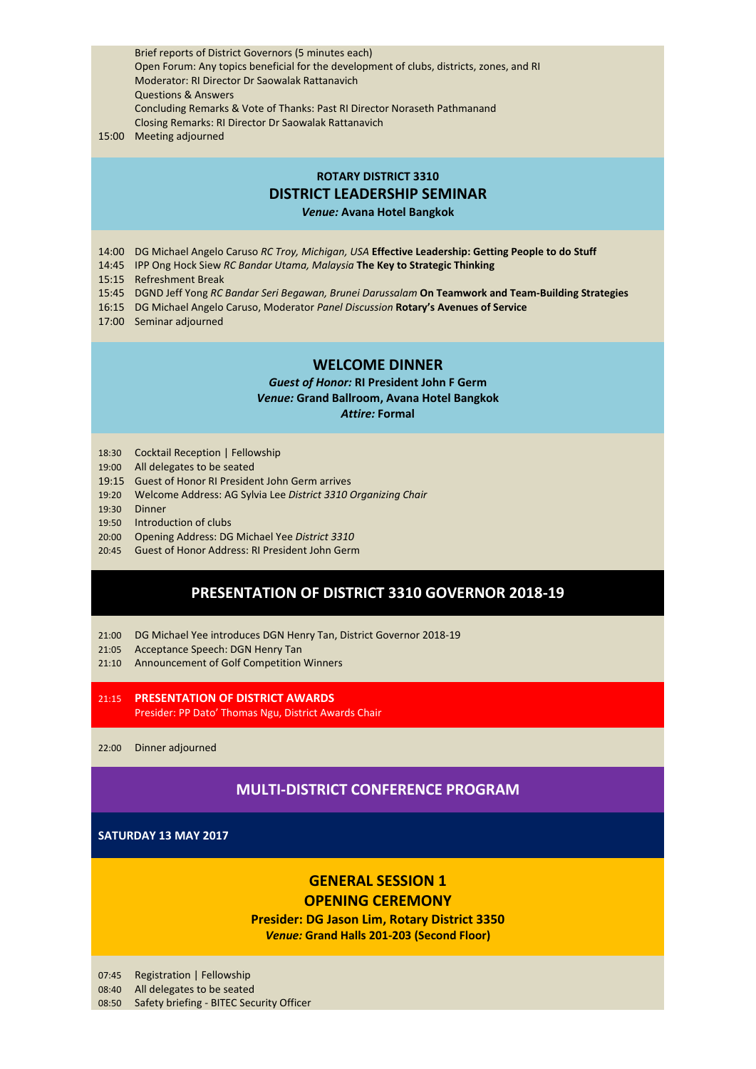Brief reports of District Governors (5 minutes each)
Open Forum: Any topics beneficial for the development of clubs, districts, zones, and RI
Moderator: RI Director Dr Saowalak Rattanavich
Questions & Answers
Concluding Remarks & Vote of Thanks: Past RI Director Noraseth Pathmanand
Closing Remarks: RI Director Dr Saowalak Rattanavich

15:00 Meeting adjourned

## ROTARY DISTRICT 3310
## DISTRICT LEADERSHIP SEMINAR

*Venue:* **Avana Hotel Bangkok**

14:00 DG Michael Angelo Caruso *RC Troy, Michigan, USA* **Effective Leadership: Getting People to do Stuff**
14:45 IPP Ong Hock Siew *RC Bandar Utama, Malaysia* **The Key to Strategic Thinking**
15:15 Refreshment Break
15:45 DGND Jeff Yong *RC Bandar Seri Begawan, Brunei Darussalam* **On Teamwork and Team-Building Strategies**
16:15 DG Michael Angelo Caruso, Moderator *Panel Discussion* **Rotary's Avenues of Service**
17:00 Seminar adjourned

## WELCOME DINNER

*Guest of Honor:* **RI President John F Germ**
*Venue:* **Grand Ballroom, Avana Hotel Bangkok**
*Attire:* **Formal**

18:30 Cocktail Reception | Fellowship
19:00 All delegates to be seated
19:15 Guest of Honor RI President John Germ arrives
19:20 Welcome Address: AG Sylvia Lee *District 3310 Organizing Chair*
19:30 Dinner
19:50 Introduction of clubs
20:00 Opening Address: DG Michael Yee *District 3310*
20:45 Guest of Honor Address: RI President John Germ

## PRESENTATION OF DISTRICT 3310 GOVERNOR 2018-19

21:00 DG Michael Yee introduces DGN Henry Tan, District Governor 2018-19
21:05 Acceptance Speech: DGN Henry Tan
21:10 Announcement of Golf Competition Winners

21:15 **PRESENTATION OF DISTRICT AWARDS**
Presider: PP Dato' Thomas Ngu, District Awards Chair

22:00 Dinner adjourned

## MULTI-DISTRICT CONFERENCE PROGRAM

**SATURDAY 13 MAY 2017**

## GENERAL SESSION 1
## OPENING CEREMONY

**Presider: DG Jason Lim, Rotary District 3350**
*Venue:* **Grand Halls 201-203 (Second Floor)**

07:45 Registration | Fellowship
08:40 All delegates to be seated
08:50 Safety briefing - BITEC Security Officer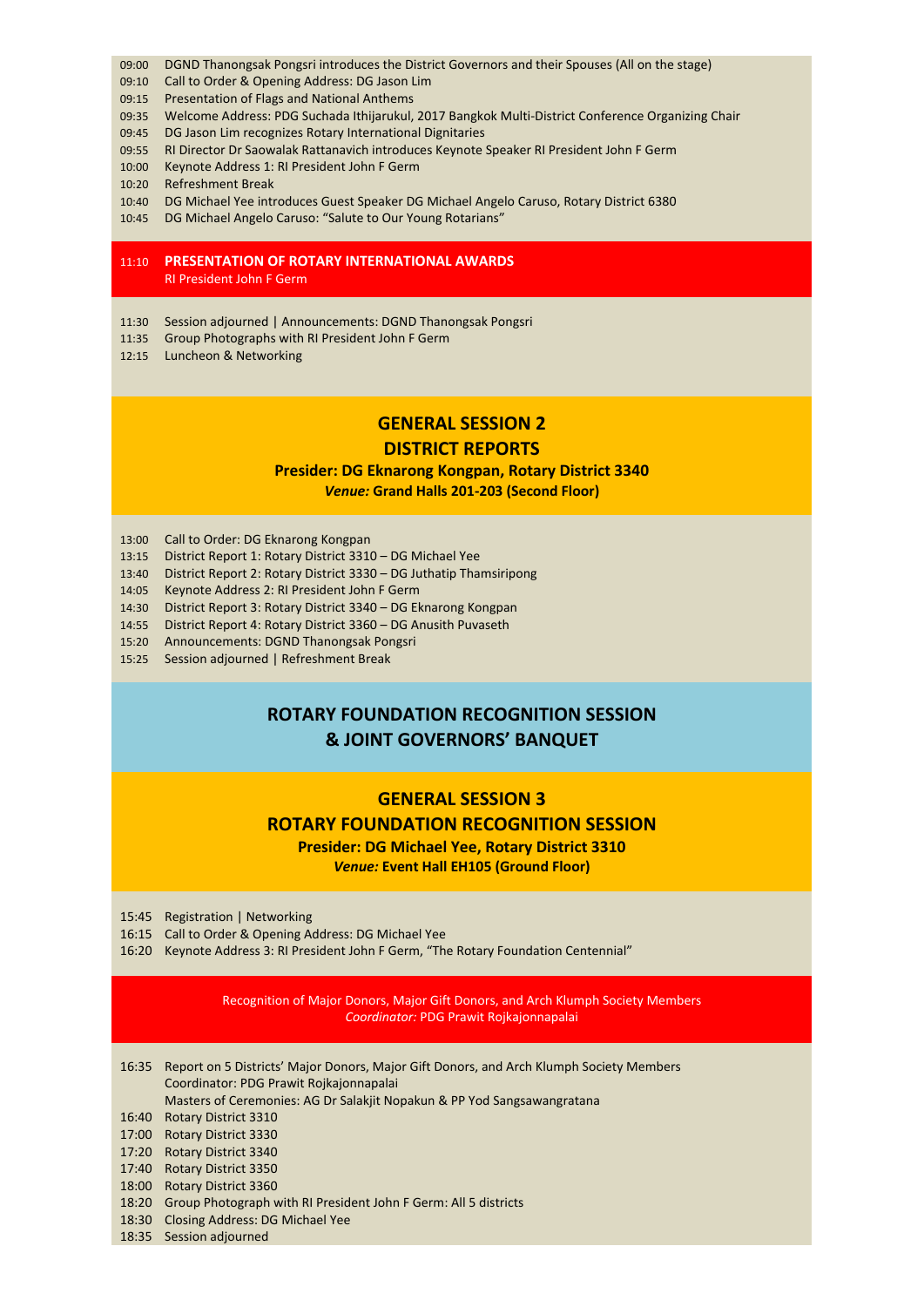09:00 DGND Thanongsak Pongsri introduces the District Governors and their Spouses (All on the stage)
09:10 Call to Order & Opening Address: DG Jason Lim
09:15 Presentation of Flags and National Anthems
09:35 Welcome Address: PDG Suchada Ithijarukul, 2017 Bangkok Multi-District Conference Organizing Chair
09:45 DG Jason Lim recognizes Rotary International Dignitaries
09:55 RI Director Dr Saowalak Rattanavich introduces Keynote Speaker RI President John F Germ
10:00 Keynote Address 1: RI President John F Germ
10:20 Refreshment Break
10:40 DG Michael Yee introduces Guest Speaker DG Michael Angelo Caruso, Rotary District 6380
10:45 DG Michael Angelo Caruso: "Salute to Our Young Rotarians"

11:10 **PRESENTATION OF ROTARY INTERNATIONAL AWARDS**
RI President John F Germ

11:30 Session adjourned | Announcements: DGND Thanongsak Pongsri
11:35 Group Photographs with RI President John F Germ
12:15 Luncheon & Networking

## GENERAL SESSION 2
## DISTRICT REPORTS

**Presider: DG Eknarong Kongpan, Rotary District 3340**
***Venue:* Grand Halls 201-203 (Second Floor)**

13:00 Call to Order: DG Eknarong Kongpan
13:15 District Report 1: Rotary District 3310 – DG Michael Yee
13:40 District Report 2: Rotary District 3330 – DG Juthatip Thamsiripong
14:05 Keynote Address 2: RI President John F Germ
14:30 District Report 3: Rotary District 3340 – DG Eknarong Kongpan
14:55 District Report 4: Rotary District 3360 – DG Anusith Puvaseth
15:20 Announcements: DGND Thanongsak Pongsri
15:25 Session adjourned | Refreshment Break

## ROTARY FOUNDATION RECOGNITION SESSION & JOINT GOVERNORS' BANQUET

## GENERAL SESSION 3
## ROTARY FOUNDATION RECOGNITION SESSION

**Presider: DG Michael Yee, Rotary District 3310**
***Venue:* Event Hall EH105 (Ground Floor)**

15:45 Registration | Networking
16:15 Call to Order & Opening Address: DG Michael Yee
16:20 Keynote Address 3: RI President John F Germ, "The Rotary Foundation Centennial"

Recognition of Major Donors, Major Gift Donors, and Arch Klumph Society Members
*Coordinator:* PDG Prawit Rojkajonnapalai

16:35 Report on 5 Districts' Major Donors, Major Gift Donors, and Arch Klumph Society Members
Coordinator: PDG Prawit Rojkajonnapalai
Masters of Ceremonies: AG Dr Salakjit Nopakun & PP Yod Sangsawangratana
16:40 Rotary District 3310
17:00 Rotary District 3330
17:20 Rotary District 3340
17:40 Rotary District 3350
18:00 Rotary District 3360
18:20 Group Photograph with RI President John F Germ: All 5 districts
18:30 Closing Address: DG Michael Yee
18:35 Session adjourned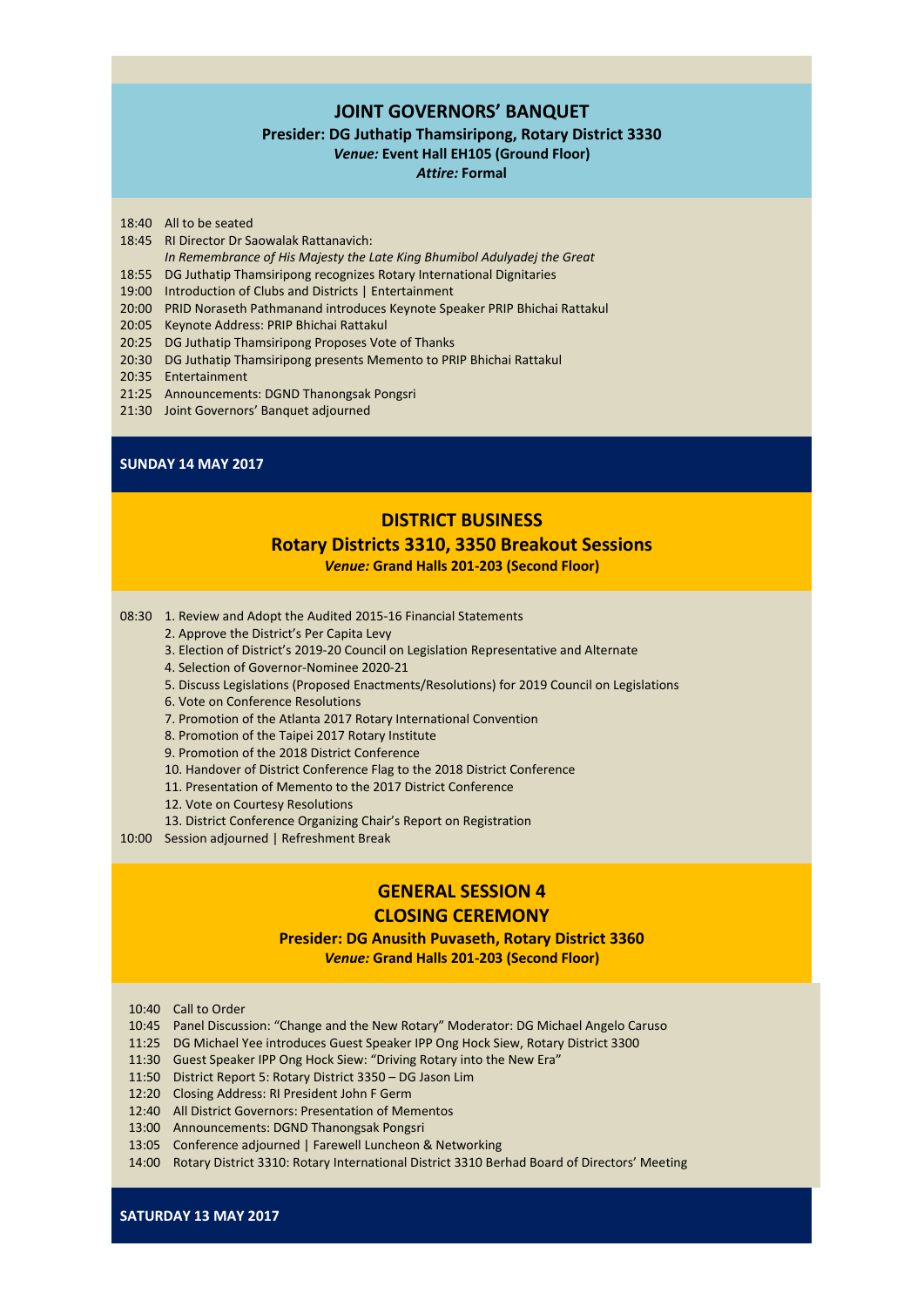## JOINT GOVERNORS' BANQUET

**Presider: DG Juthatip Thamsiripong, Rotary District 3330**

***Venue:* Event Hall EH105 (Ground Floor)**

***Attire:* Formal**

18:40 All to be seated
18:45 RI Director Dr Saowalak Rattanavich:
*In Remembrance of His Majesty the Late King Bhumibol Adulyadej the Great*
18:55 DG Juthatip Thamsiripong recognizes Rotary International Dignitaries
19:00 Introduction of Clubs and Districts | Entertainment
20:00 PRID Noraseth Pathmanand introduces Keynote Speaker PRIP Bhichai Rattakul
20:05 Keynote Address: PRIP Bhichai Rattakul
20:25 DG Juthatip Thamsiripong Proposes Vote of Thanks
20:30 DG Juthatip Thamsiripong presents Memento to PRIP Bhichai Rattakul
20:35 Entertainment
21:25 Announcements: DGND Thanongsak Pongsri
21:30 Joint Governors' Banquet adjourned

**SUNDAY 14 MAY 2017**

## DISTRICT BUSINESS

### Rotary Districts 3310, 3350 Breakout Sessions

***Venue:* Grand Halls 201-203 (Second Floor)**

08:30
1. Review and Adopt the Audited 2015-16 Financial Statements
2. Approve the District's Per Capita Levy
3. Election of District's 2019-20 Council on Legislation Representative and Alternate
4. Selection of Governor-Nominee 2020-21
5. Discuss Legislations (Proposed Enactments/Resolutions) for 2019 Council on Legislations
6. Vote on Conference Resolutions
7. Promotion of the Atlanta 2017 Rotary International Convention
8. Promotion of the Taipei 2017 Rotary Institute
9. Promotion of the 2018 District Conference
10. Handover of District Conference Flag to the 2018 District Conference
11. Presentation of Memento to the 2017 District Conference
12. Vote on Courtesy Resolutions
13. District Conference Organizing Chair's Report on Registration

10:00 Session adjourned | Refreshment Break

## GENERAL SESSION 4
## CLOSING CEREMONY

**Presider: DG Anusith Puvaseth, Rotary District 3360**

***Venue:* Grand Halls 201-203 (Second Floor)**

10:40 Call to Order
10:45 Panel Discussion: "Change and the New Rotary" Moderator: DG Michael Angelo Caruso
11:25 DG Michael Yee introduces Guest Speaker IPP Ong Hock Siew, Rotary District 3300
11:30 Guest Speaker IPP Ong Hock Siew: "Driving Rotary into the New Era"
11:50 District Report 5: Rotary District 3350 – DG Jason Lim
12:20 Closing Address: RI President John F Germ
12:40 All District Governors: Presentation of Mementos
13:00 Announcements: DGND Thanongsak Pongsri
13:05 Conference adjourned | Farewell Luncheon & Networking
14:00 Rotary District 3310: Rotary International District 3310 Berhad Board of Directors' Meeting

**SATURDAY 13 MAY 2017**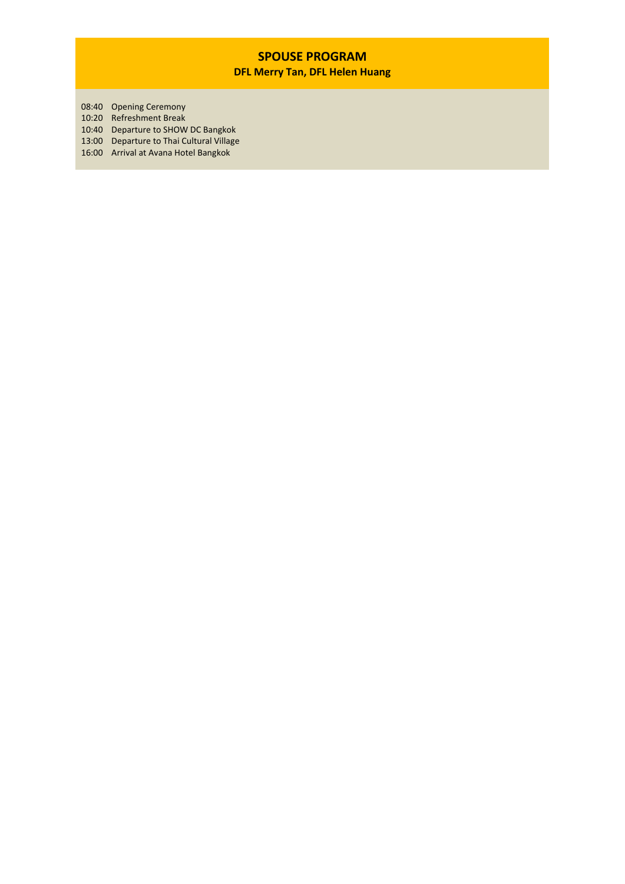## SPOUSE PROGRAM

**DFL Merry Tan, DFL Helen Huang**

| | |
|---|---|
| 08:40 | Opening Ceremony |
| 10:20 | Refreshment Break |
| 10:40 | Departure to SHOW DC Bangkok |
| 13:00 | Departure to Thai Cultural Village |
| 16:00 | Arrival at Avana Hotel Bangkok |